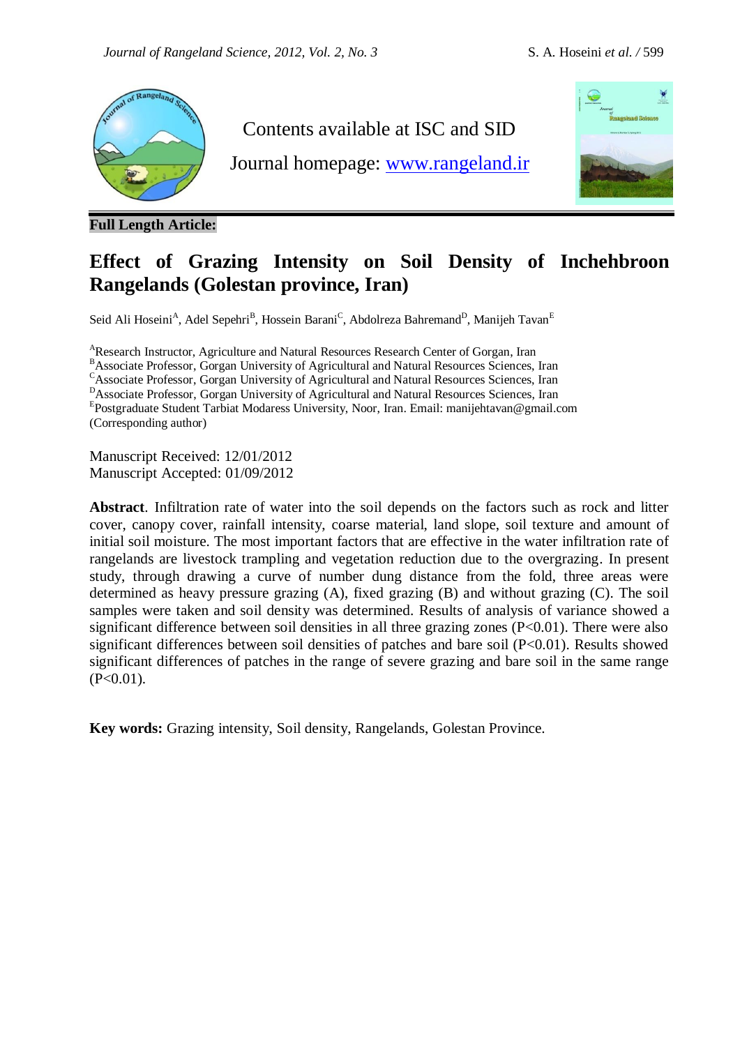Contents available at ISC and SID

Journal homepage: [www.rangeland.ir](http://www.rangeland.ir)

**Full Length Article:**

# Effect of Grazing Intensity on Soil Density of Inchehbroon Rangelands (Golestan province, Iran)

Seid Ali Hoseini[A], Adel Sepehri[B], Hossein Barani[C], Abdolreza Bahremand[D], Manijeh Tavan[E]

[A]Research Instructor, Agriculture and Natural Resources Research Center of Gorgan, Iran
[B]Associate Professor, Gorgan University of Agricultural and Natural Resources Sciences, Iran
[C]Associate Professor, Gorgan University of Agricultural and Natural Resources Sciences, Iran
[D]Associate Professor, Gorgan University of Agricultural and Natural Resources Sciences, Iran
[E]Postgraduate Student Tarbiat Modaress University, Noor, Iran. Email: manijehtavan@gmail.com (Corresponding author)

Manuscript Received: 12/01/2012
Manuscript Accepted: 01/09/2012

**Abstract**. Infiltration rate of water into the soil depends on the factors such as rock and litter cover, canopy cover, rainfall intensity, coarse material, land slope, soil texture and amount of initial soil moisture. The most important factors that are effective in the water infiltration rate of rangelands are livestock trampling and vegetation reduction due to the overgrazing. In present study, through drawing a curve of number dung distance from the fold, three areas were determined as heavy pressure grazing (A), fixed grazing (B) and without grazing (C). The soil samples were taken and soil density was determined. Results of analysis of variance showed a significant difference between soil densities in all three grazing zones ($P<0.01$). There were also significant differences between soil densities of patches and bare soil ($P<0.01$). Results showed significant differences of patches in the range of severe grazing and bare soil in the same range ($P<0.01$).

**Key words:** Grazing intensity, Soil density, Rangelands, Golestan Province.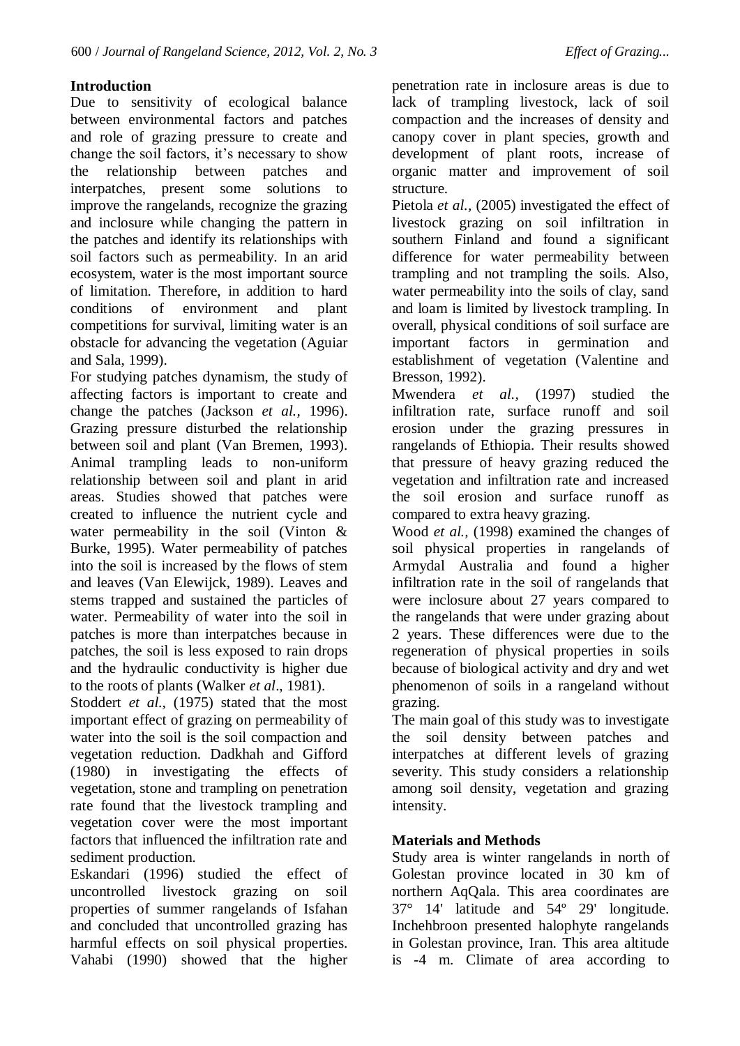## Introduction

Due to sensitivity of ecological balance between environmental factors and patches and role of grazing pressure to create and change the soil factors, it's necessary to show the relationship between patches and interpatches, present some solutions to improve the rangelands, recognize the grazing and inclosure while changing the pattern in the patches and identify its relationships with soil factors such as permeability. In an arid ecosystem, water is the most important source of limitation. Therefore, in addition to hard conditions of environment and plant competitions for survival, limiting water is an obstacle for advancing the vegetation (Aguiar and Sala, 1999).

For studying patches dynamism, the study of affecting factors is important to create and change the patches (Jackson *et al.,* 1996). Grazing pressure disturbed the relationship between soil and plant (Van Bremen, 1993). Animal trampling leads to non-uniform relationship between soil and plant in arid areas. Studies showed that patches were created to influence the nutrient cycle and water permeability in the soil (Vinton & Burke, 1995). Water permeability of patches into the soil is increased by the flows of stem and leaves (Van Elewijck, 1989). Leaves and stems trapped and sustained the particles of water. Permeability of water into the soil in patches is more than interpatches because in patches, the soil is less exposed to rain drops and the hydraulic conductivity is higher due to the roots of plants (Walker *et al*., 1981).

Stoddert *et al.,* (1975) stated that the most important effect of grazing on permeability of water into the soil is the soil compaction and vegetation reduction. Dadkhah and Gifford (1980) in investigating the effects of vegetation, stone and trampling on penetration rate found that the livestock trampling and vegetation cover were the most important factors that influenced the infiltration rate and sediment production.

Eskandari (1996) studied the effect of uncontrolled livestock grazing on soil properties of summer rangelands of Isfahan and concluded that uncontrolled grazing has harmful effects on soil physical properties. Vahabi (1990) showed that the higher penetration rate in inclosure areas is due to lack of trampling livestock, lack of soil compaction and the increases of density and canopy cover in plant species, growth and development of plant roots, increase of organic matter and improvement of soil structure.

Pietola *et al.,* (2005) investigated the effect of livestock grazing on soil infiltration in southern Finland and found a significant difference for water permeability between trampling and not trampling the soils. Also, water permeability into the soils of clay, sand and loam is limited by livestock trampling. In overall, physical conditions of soil surface are important factors in germination and establishment of vegetation (Valentine and Bresson, 1992).

Mwendera *et al.,* (1997) studied the infiltration rate, surface runoff and soil erosion under the grazing pressures in rangelands of Ethiopia. Their results showed that pressure of heavy grazing reduced the vegetation and infiltration rate and increased the soil erosion and surface runoff as compared to extra heavy grazing.

Wood *et al.,* (1998) examined the changes of soil physical properties in rangelands of Armydal Australia and found a higher infiltration rate in the soil of rangelands that were inclosure about 27 years compared to the rangelands that were under grazing about 2 years. These differences were due to the regeneration of physical properties in soils because of biological activity and dry and wet phenomenon of soils in a rangeland without grazing.

The main goal of this study was to investigate the soil density between patches and interpatches at different levels of grazing severity. This study considers a relationship among soil density, vegetation and grazing intensity.

## Materials and Methods

Study area is winter rangelands in north of Golestan province located in 30 km of northern AqQala. This area coordinates are 37° 14' latitude and 54º 29' longitude. Inchehbroon presented halophyte rangelands in Golestan province, Iran. This area altitude is -4 m. Climate of area according to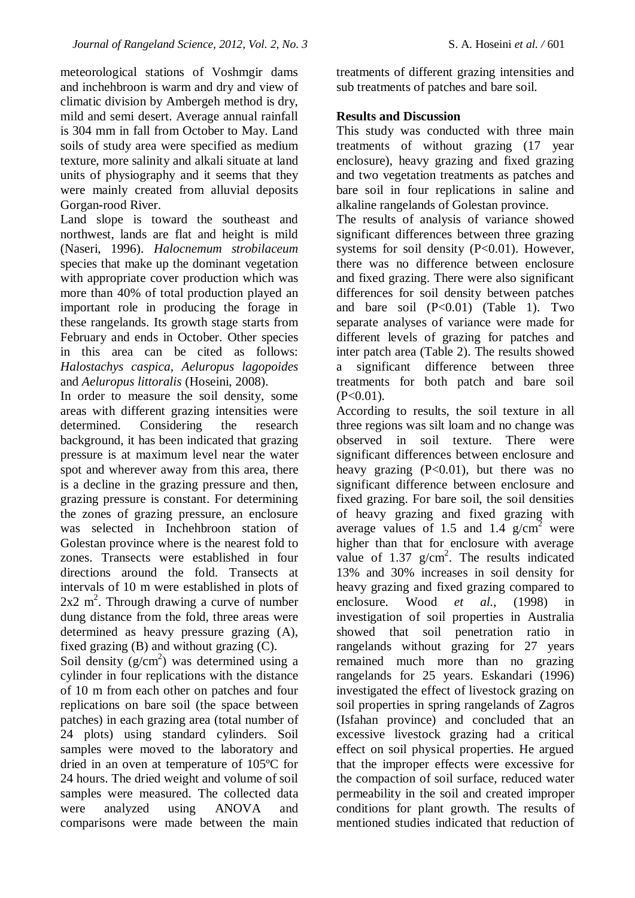meteorological stations of Voshmgir dams and inchehbroon is warm and dry and view of climatic division by Ambergeh method is dry, mild and semi desert. Average annual rainfall is 304 mm in fall from October to May. Land soils of study area were specified as medium texture, more salinity and alkali situate at land units of physiography and it seems that they were mainly created from alluvial deposits Gorgan-rood River.

Land slope is toward the southeast and northwest, lands are flat and height is mild (Naseri, 1996). *Halocnemum strobilaceum* species that make up the dominant vegetation with appropriate cover production which was more than 40% of total production played an important role in producing the forage in these rangelands. Its growth stage starts from February and ends in October. Other species in this area can be cited as follows: *Halostachys caspica*, *Aeluropus lagopoides* and *Aeluropus littoralis* (Hoseini, 2008).

In order to measure the soil density, some areas with different grazing intensities were determined. Considering the research background, it has been indicated that grazing pressure is at maximum level near the water spot and wherever away from this area, there is a decline in the grazing pressure and then, grazing pressure is constant. For determining the zones of grazing pressure, an enclosure was selected in Inchehbroon station of Golestan province where is the nearest fold to zones. Transects were established in four directions around the fold. Transects at intervals of 10 m were established in plots of $2x2$ $m^2$. Through drawing a curve of number dung distance from the fold, three areas were determined as heavy pressure grazing (A), fixed grazing (B) and without grazing (C).

Soil density ($g/cm^2$) was determined using a cylinder in four replications with the distance of 10 m from each other on patches and four replications on bare soil (the space between patches) in each grazing area (total number of 24 plots) using standard cylinders. Soil samples were moved to the laboratory and dried in an oven at temperature of 105ºC for 24 hours. The dried weight and volume of soil samples were measured. The collected data were analyzed using ANOVA and comparisons were made between the main treatments of different grazing intensities and sub treatments of patches and bare soil.

## Results and Discussion

This study was conducted with three main treatments of without grazing (17 year enclosure), heavy grazing and fixed grazing and two vegetation treatments as patches and bare soil in four replications in saline and alkaline rangelands of Golestan province.

The results of analysis of variance showed significant differences between three grazing systems for soil density ($P<0.01$). However, there was no difference between enclosure and fixed grazing. There were also significant differences for soil density between patches and bare soil ($P<0.01$) (Table 1). Two separate analyses of variance were made for different levels of grazing for patches and inter patch area (Table 2). The results showed a significant difference between three treatments for both patch and bare soil ($P<0.01$).

According to results, the soil texture in all three regions was silt loam and no change was observed in soil texture. There were significant differences between enclosure and heavy grazing ($P<0.01$), but there was no significant difference between enclosure and fixed grazing. For bare soil, the soil densities of heavy grazing and fixed grazing with average values of 1.5 and 1.4 $g/cm^2$ were higher than that for enclosure with average value of 1.37 $g/cm^2$. The results indicated 13% and 30% increases in soil density for heavy grazing and fixed grazing compared to enclosure. Wood *et al.*, (1998) in investigation of soil properties in Australia showed that soil penetration ratio in rangelands without grazing for 27 years remained much more than no grazing rangelands for 25 years. Eskandari (1996) investigated the effect of livestock grazing on soil properties in spring rangelands of Zagros (Isfahan province) and concluded that an excessive livestock grazing had a critical effect on soil physical properties. He argued that the improper effects were excessive for the compaction of soil surface, reduced water permeability in the soil and created improper conditions for plant growth. The results of mentioned studies indicated that reduction of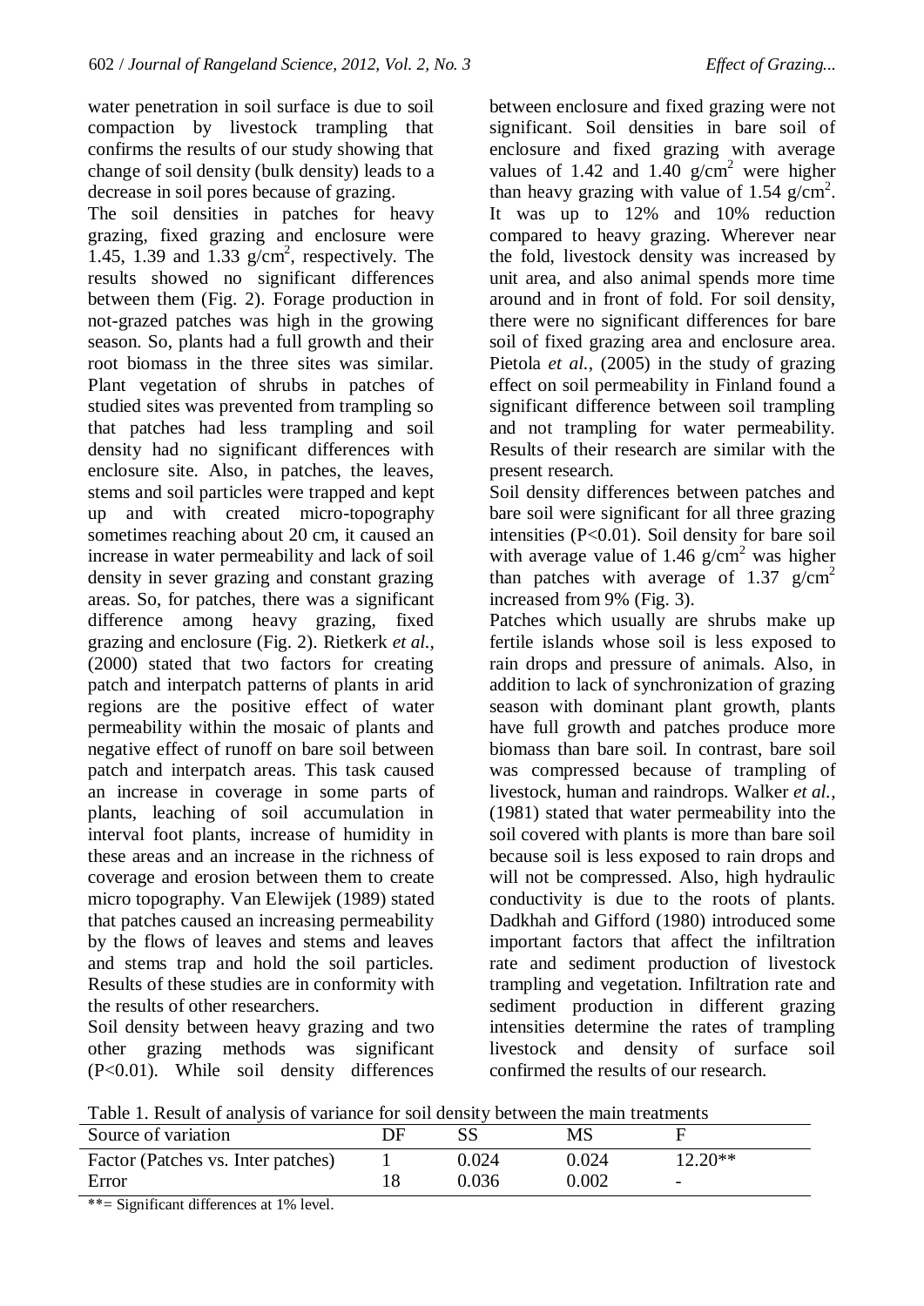water penetration in soil surface is due to soil compaction by livestock trampling that confirms the results of our study showing that change of soil density (bulk density) leads to a decrease in soil pores because of grazing.

The soil densities in patches for heavy grazing, fixed grazing and enclosure were 1.45, 1.39 and 1.33 g/cm$^2$, respectively. The results showed no significant differences between them (Fig. 2). Forage production in not-grazed patches was high in the growing season. So, plants had a full growth and their root biomass in the three sites was similar. Plant vegetation of shrubs in patches of studied sites was prevented from trampling so that patches had less trampling and soil density had no significant differences with enclosure site. Also, in patches, the leaves, stems and soil particles were trapped and kept up and with created micro-topography sometimes reaching about 20 cm, it caused an increase in water permeability and lack of soil density in sever grazing and constant grazing areas. So, for patches, there was a significant difference among heavy grazing, fixed grazing and enclosure (Fig. 2). Rietkerk *et al.*, (2000) stated that two factors for creating patch and interpatch patterns of plants in arid regions are the positive effect of water permeability within the mosaic of plants and negative effect of runoff on bare soil between patch and interpatch areas. This task caused an increase in coverage in some parts of plants, leaching of soil accumulation in interval foot plants, increase of humidity in these areas and an increase in the richness of coverage and erosion between them to create micro topography. Van Elewijek (1989) stated that patches caused an increasing permeability by the flows of leaves and stems and leaves and stems trap and hold the soil particles. Results of these studies are in conformity with the results of other researchers.

Soil density between heavy grazing and two other grazing methods was significant ($P<0.01$). While soil density differences between enclosure and fixed grazing were not significant. Soil densities in bare soil of enclosure and fixed grazing with average values of 1.42 and 1.40 g/cm$^2$ were higher than heavy grazing with value of 1.54 g/cm$^2$. It was up to 12% and 10% reduction compared to heavy grazing. Wherever near the fold, livestock density was increased by unit area, and also animal spends more time around and in front of fold. For soil density, there were no significant differences for bare soil of fixed grazing area and enclosure area. Pietola *et al.*, (2005) in the study of grazing effect on soil permeability in Finland found a significant difference between soil trampling and not trampling for water permeability. Results of their research are similar with the present research.

Soil density differences between patches and bare soil were significant for all three grazing intensities ($P<0.01$). Soil density for bare soil with average value of 1.46 g/cm$^2$ was higher than patches with average of 1.37 g/cm$^2$ increased from 9% (Fig. 3).

Patches which usually are shrubs make up fertile islands whose soil is less exposed to rain drops and pressure of animals. Also, in addition to lack of synchronization of grazing season with dominant plant growth, plants have full growth and patches produce more biomass than bare soil. In contrast, bare soil was compressed because of trampling of livestock, human and raindrops. Walker *et al.*, (1981) stated that water permeability into the soil covered with plants is more than bare soil because soil is less exposed to rain drops and will not be compressed. Also, high hydraulic conductivity is due to the roots of plants. Dadkhah and Gifford (1980) introduced some important factors that affect the infiltration rate and sediment production of livestock trampling and vegetation. Infiltration rate and sediment production in different grazing intensities determine the rates of trampling livestock and density of surface soil confirmed the results of our research.

Table 1. Result of analysis of variance for soil density between the main treatments

| Source of variation | DF | SS | MS | F |
|---|---|---|---|---|
| Factor (Patches vs. Inter patches) | 1 | 0.024 | 0.024 | 12.20** |
| Error | 18 | 0.036 | 0.002 | - |

**= Significant differences at 1% level.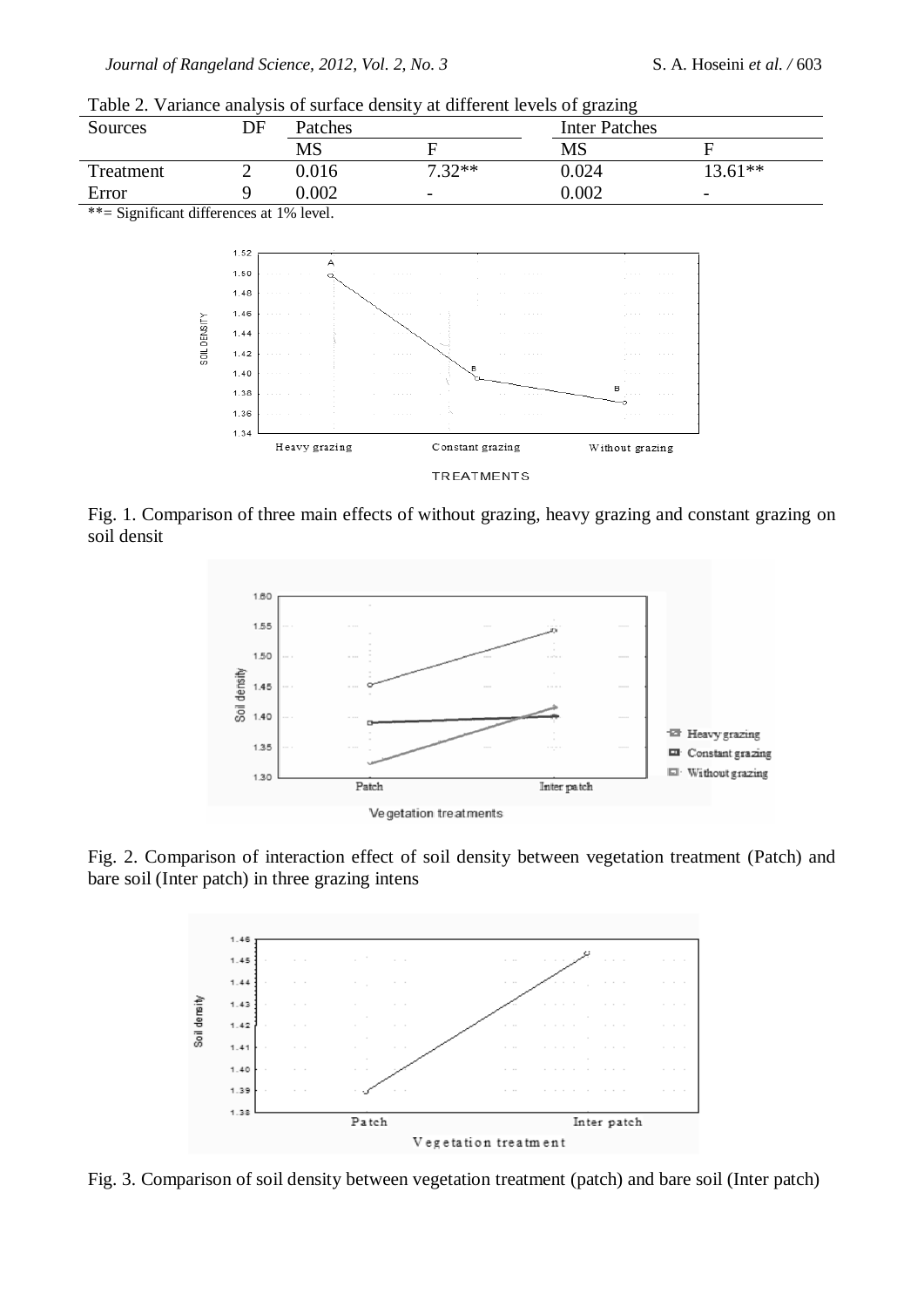Table 2. Variance analysis of surface density at different levels of grazing

| Sources | DF | Patches | | Inter Patches | |
|---|---|---|---|---|---|
| | | MS | F | MS | F |
| Treatment | 2 | 0.016 | 7.32** | 0.024 | 13.61** |
| Error | 9 | 0.002 | - | 0.002 | - |

**= Significant differences at 1% level.

SOIL DENSITY

1.52
1.50
1.48
1.46
1.44
1.42
1.40
1.38
1.36
1.34

A
B
B

Heavy grazing
Constant grazing
Without grazing

TREATMENTS

Fig. 1. Comparison of three main effects of without grazing, heavy grazing and constant grazing on soil densit

Soil density

1.60
1.55
1.50
1.45
1.40
1.35
1.30

Patch
Inter patch

Vegetation treatments

Heavy grazing
Constant grazing
Without grazing

Fig. 2. Comparison of interaction effect of soil density between vegetation treatment (Patch) and bare soil (Inter patch) in three grazing intens

Soil density

1.46
1.45
1.44
1.43
1.42
1.41
1.40
1.39
1.38

Patch
Inter patch

Vegetation treatment

Fig. 3. Comparison of soil density between vegetation treatment (patch) and bare soil (Inter patch)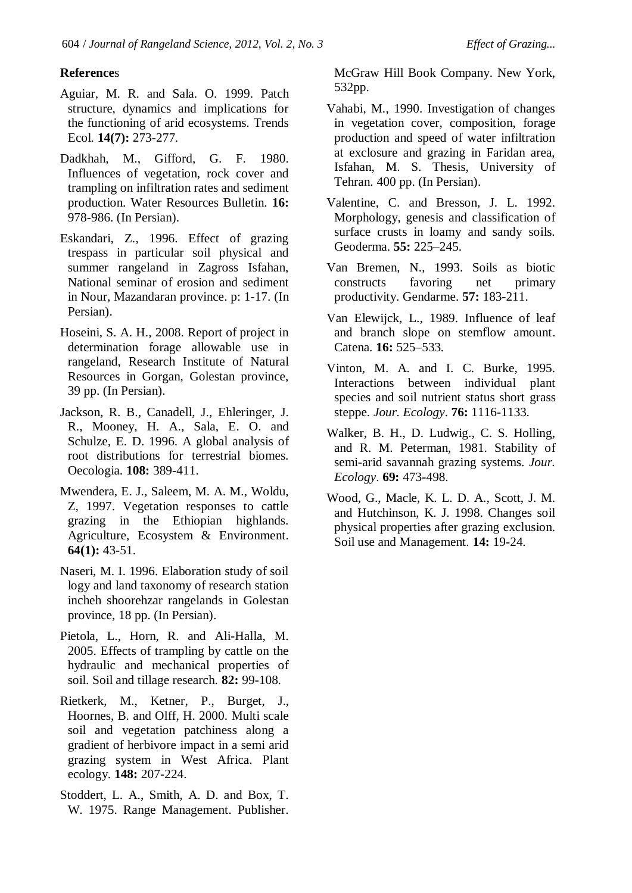## References

Aguiar, M. R. and Sala. O. 1999. Patch structure, dynamics and implications for the functioning of arid ecosystems. Trends Ecol. **14(7):** 273-277.

Dadkhah, M., Gifford, G. F. 1980. Influences of vegetation, rock cover and trampling on infiltration rates and sediment production. Water Resources Bulletin. **16:** 978-986. (In Persian).

Eskandari, Z., 1996. Effect of grazing trespass in particular soil physical and summer rangeland in Zagross Isfahan, National seminar of erosion and sediment in Nour, Mazandaran province. p: 1-17. (In Persian).

Hoseini, S. A. H., 2008. Report of project in determination forage allowable use in rangeland, Research Institute of Natural Resources in Gorgan, Golestan province, 39 pp. (In Persian).

Jackson, R. B., Canadell, J., Ehleringer, J. R., Mooney, H. A., Sala, E. O. and Schulze, E. D. 1996. A global analysis of root distributions for terrestrial biomes. Oecologia. **108:** 389-411.

Mwendera, E. J., Saleem, M. A. M., Woldu, Z, 1997. Vegetation responses to cattle grazing in the Ethiopian highlands. Agriculture, Ecosystem & Environment. **64(1):** 43-51.

Naseri, M. I. 1996. Elaboration study of soil logy and land taxonomy of research station incheh shoorehzar rangelands in Golestan province, 18 pp. (In Persian).

Pietola, L., Horn, R. and Ali-Halla, M. 2005. Effects of trampling by cattle on the hydraulic and mechanical properties of soil. Soil and tillage research. **82:** 99-108.

Rietkerk, M., Ketner, P., Burget, J., Hoornes, B. and Olff, H. 2000. Multi scale soil and vegetation patchiness along a gradient of herbivore impact in a semi arid grazing system in West Africa. Plant ecology. **148:** 207-224.

Stoddert, L. A., Smith, A. D. and Box, T. W. 1975. Range Management. Publisher. McGraw Hill Book Company. New York, 532pp.

Vahabi, M., 1990. Investigation of changes in vegetation cover, composition, forage production and speed of water infiltration at exclosure and grazing in Faridan area, Isfahan, M. S. Thesis, University of Tehran. 400 pp. (In Persian).

Valentine, C. and Bresson, J. L. 1992. Morphology, genesis and classification of surface crusts in loamy and sandy soils. Geoderma. **55:** 225–245.

Van Bremen, N., 1993. Soils as biotic constructs favoring net primary productivity. Gendarme. **57:** 183-211.

Van Elewijck, L., 1989. Influence of leaf and branch slope on stemflow amount. Catena. **16:** 525–533.

Vinton, M. A. and I. C. Burke, 1995. Interactions between individual plant species and soil nutrient status short grass steppe. *Jour. Ecology*. **76:** 1116-1133.

Walker, B. H., D. Ludwig., C. S. Holling, and R. M. Peterman, 1981. Stability of semi-arid savannah grazing systems. *Jour. Ecology*. **69:** 473-498.

Wood, G., Macle, K. L. D. A., Scott, J. M. and Hutchinson, K. J. 1998. Changes soil physical properties after grazing exclusion. Soil use and Management. **14:** 19-24.